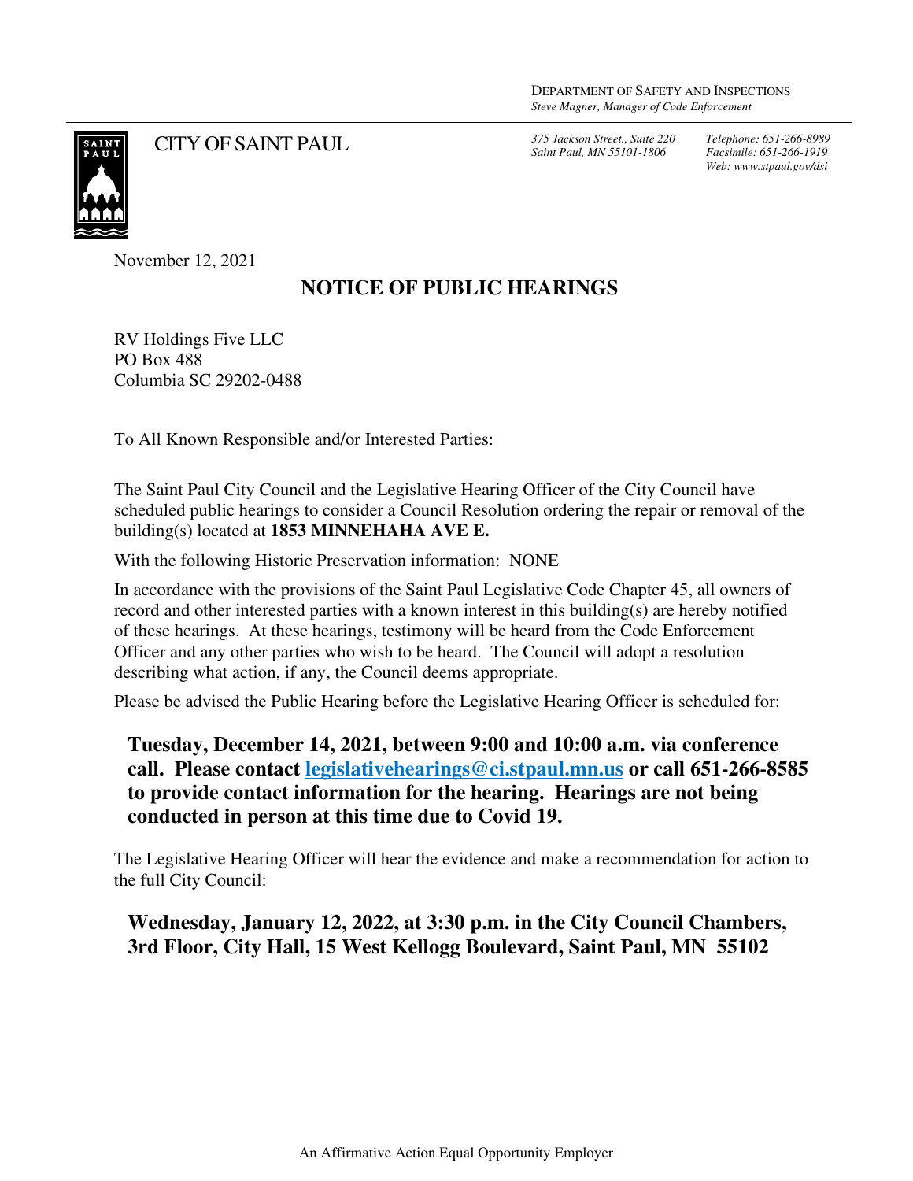DEPARTMENT OF SAFETY AND INSPECTIONS
*Steve Magner, Manager of Code Enforcement*

CITY OF SAINT PAUL

*375 Jackson Street., Suite 220*
*Saint Paul, MN 55101-1806*

*Telephone: 651-266-8989*
*Facsimile: 651-266-1919*
*Web: www.stpaul.gov/dsi*

November 12, 2021

# NOTICE OF PUBLIC HEARINGS

RV Holdings Five LLC
PO Box 488
Columbia SC 29202-0488

To All Known Responsible and/or Interested Parties:

The Saint Paul City Council and the Legislative Hearing Officer of the City Council have scheduled public hearings to consider a Council Resolution ordering the repair or removal of the building(s) located at **1853 MINNEHAHA AVE E.**

With the following Historic Preservation information: NONE

In accordance with the provisions of the Saint Paul Legislative Code Chapter 45, all owners of record and other interested parties with a known interest in this building(s) are hereby notified of these hearings. At these hearings, testimony will be heard from the Code Enforcement Officer and any other parties who wish to be heard. The Council will adopt a resolution describing what action, if any, the Council deems appropriate.

Please be advised the Public Hearing before the Legislative Hearing Officer is scheduled for:

**Tuesday, December 14, 2021, between 9:00 and 10:00 a.m. via conference call. Please contact legislativehearings@ci.stpaul.mn.us or call 651-266-8585 to provide contact information for the hearing. Hearings are not being conducted in person at this time due to Covid 19.**

The Legislative Hearing Officer will hear the evidence and make a recommendation for action to the full City Council:

**Wednesday, January 12, 2022, at 3:30 p.m. in the City Council Chambers, 3rd Floor, City Hall, 15 West Kellogg Boulevard, Saint Paul, MN 55102**

An Affirmative Action Equal Opportunity Employer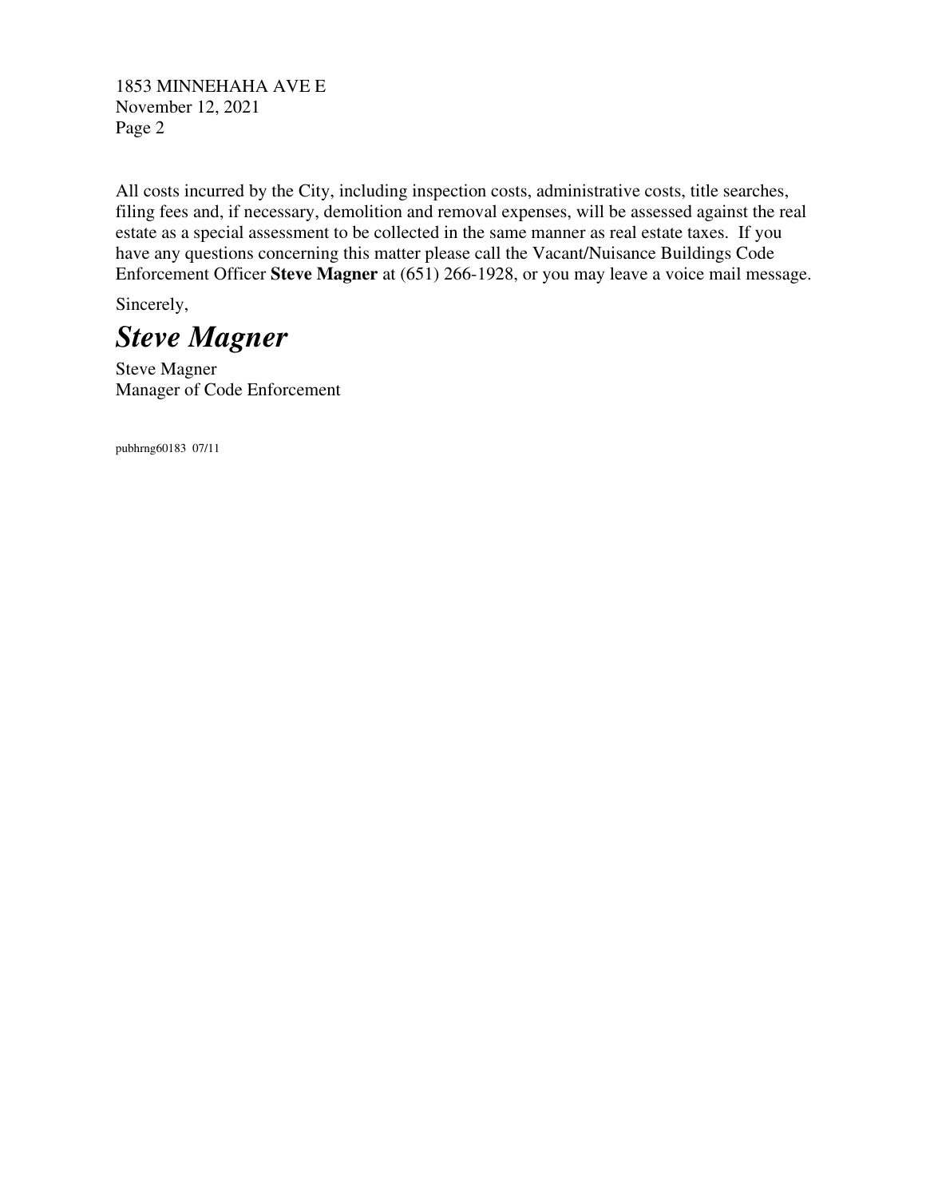All costs incurred by the City, including inspection costs, administrative costs, title searches, filing fees and, if necessary, demolition and removal expenses, will be assessed against the real estate as a special assessment to be collected in the same manner as real estate taxes. If you have any questions concerning this matter please call the Vacant/Nuisance Buildings Code Enforcement Officer **Steve Magner** at (651) 266-1928, or you may leave a voice mail message.

Sincerely,

***Steve Magner***

Steve Magner
Manager of Code Enforcement

pubhrng60183 07/11